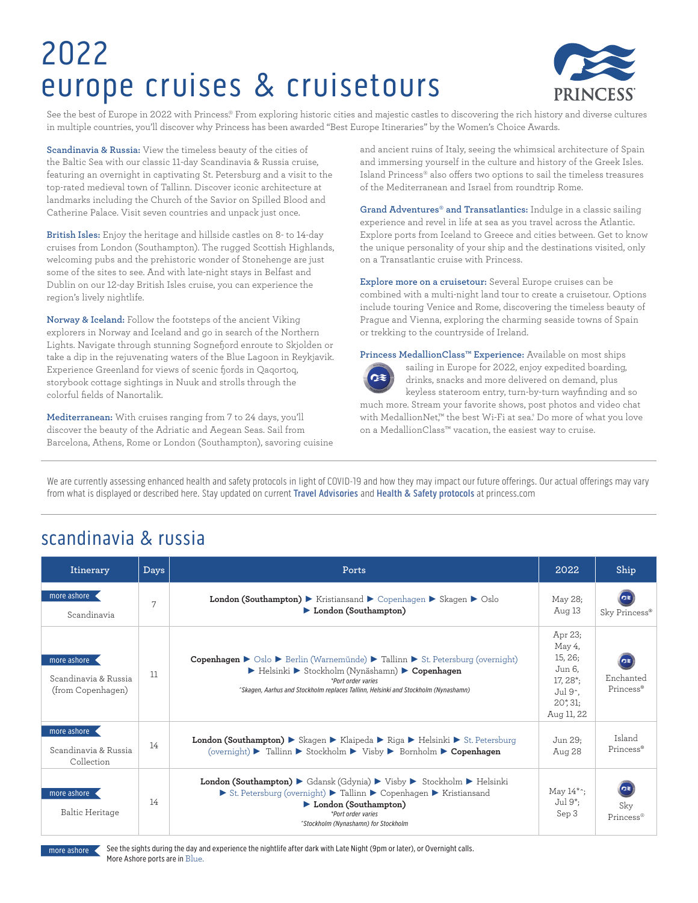# 2022 europe cruises & cruisetours

PRINCESS®

See the best of Europe in 2022 with Princess® From exploring historic cities and majestic castles to discovering the rich history and diverse cultures in multiple countries, you'll discover why Princess has been awarded "Best Europe Itineraries" by the Women's Choice Awards.

**Scandinavia & Russia:** View the timeless beauty of the cities of the Baltic Sea with our classic 11-day Scandinavia & Russia cruise, featuring an overnight in captivating St. Petersburg and a visit to the top-rated medieval town of Tallinn. Discover iconic architecture at landmarks including the Church of the Savior on Spilled Blood and Catherine Palace. Visit seven countries and unpack just once.

**British Isles:** Enjoy the heritage and hillside castles on 8- to 14-day cruises from London (Southampton). The rugged Scottish Highlands, welcoming pubs and the prehistoric wonder of Stonehenge are just some of the sites to see. And with late-night stays in Belfast and Dublin on our 12-day British Isles cruise, you can experience the region's lively nightlife.

**Norway & Iceland:** Follow the footsteps of the ancient Viking explorers in Norway and Iceland and go in search of the Northern Lights. Navigate through stunning Sognefjord enroute to Skjolden or take a dip in the rejuvenating waters of the Blue Lagoon in Reykjavik. Experience Greenland for views of scenic fjords in Qaqortoq, storybook cottage sightings in Nuuk and strolls through the colorful fields of Nanortalik.

**Mediterranean:** With cruises ranging from 7 to 24 days, you'll discover the beauty of the Adriatic and Aegean Seas. Sail from Barcelona, Athens, Rome or London (Southampton), savoring cuisine and ancient ruins of Italy, seeing the whimsical architecture of Spain and immersing yourself in the culture and history of the Greek Isles. Island Princess® also offers two options to sail the timeless treasures of the Mediterranean and Israel from roundtrip Rome.

**Grand Adventures® and Transatlantics:** Indulge in a classic sailing experience and revel in life at sea as you travel across the Atlantic. Explore ports from Iceland to Greece and cities between. Get to know the unique personality of your ship and the destinations visited, only on a Transatlantic cruise with Princess.

**Explore more on a cruisetour:** Several Europe cruises can be combined with a multi-night land tour to create a cruisetour. Options include touring Venice and Rome, discovering the timeless beauty of Prague and Vienna, exploring the charming seaside towns of Spain or trekking to the countryside of Ireland.

**Princess MedallionClass™ Experience:** Available on most ships sailing in Europe for 2022, enjoy expedited boarding, drinks, snacks and more delivered on demand, plus keyless stateroom entry, turn-by-turn wayfinding and so much more. Stream your favorite shows, post photos and video chat with MedallionNet,™ the best Wi-Fi at sea.* Do more of what you love on a MedallionClass™ vacation, the easiest way to cruise.

---

We are currently assessing enhanced health and safety protocols in light of COVID-19 and how they may impact our future offerings. Our actual offerings may vary from what is displayed or described here. Stay updated on current **Travel Advisories** and **Health & Safety protocols** at princess.com

---

## scandinavia & russia

| Itinerary | Days | Ports | 2022 | Ship |
|---|---|---|---|---|
| more ashore Scandinavia | 7 | **London (Southampton)** ▶ Kristiansand ▶ Copenhagen ▶ Skagen ▶ Oslo ▶ **London (Southampton)** | May 28; Aug 13 | Sky Princess® |
| more ashore Scandinavia & Russia (from Copenhagen) | 11 | **Copenhagen** ▶ Oslo ▶ Berlin (Warnemünde) ▶ Tallinn ▶ St. Petersburg (overnight) ▶ Helsinki ▶ Stockholm (Nynäshamn) ▶ **Copenhagen** *\*Port order varies* *^Skagen, Aarhus and Stockholm replaces Tallinn, Helsinki and Stockholm (Nynashamn)* | Apr 23; May 4, 15, 26; Jun 6, 17, 28*; Jul 9^, 20*, 31; Aug 11, 22 | Enchanted Princess® |
| more ashore Scandinavia & Russia Collection | 14 | **London (Southampton)** ▶ Skagen ▶ Klaipeda ▶ Riga ▶ Helsinki ▶ St. Petersburg (overnight) ▶ Tallinn ▶ Stockholm ▶ Visby ▶ Bornholm ▶ **Copenhagen** | Jun 29; Aug 28 | Island Princess® |
| more ashore Baltic Heritage | 14 | **London (Southampton)** ▶ Gdansk (Gdynia) ▶ Visby ▶ Stockholm ▶ Helsinki ▶ St. Petersburg (overnight) ▶ Tallinn ▶ Copenhagen ▶ Kristiansand ▶ **London (Southampton)** *\*Port order varies* *^Stockholm (Nynashamn) for Stockholm* | May 14*^; Jul 9*; Sep 3 | Sky Princess® |

more ashore: See the sights during the day and experience the nightlife after dark with Late Night (9pm or later), or Overnight calls. More Ashore ports are in Blue.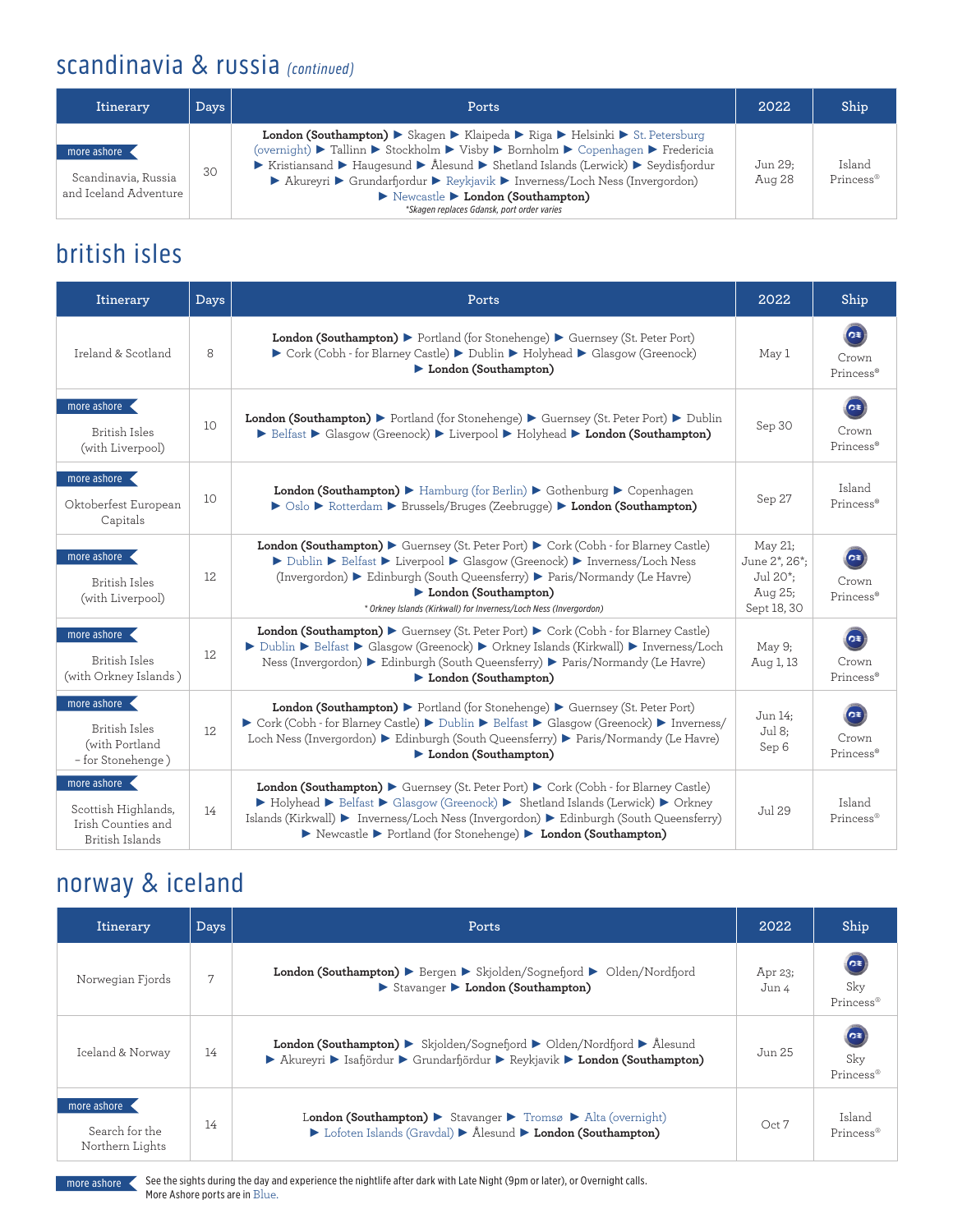## scandinavia & russia *(continued)*

| Itinerary | Days | Ports | 2022 | Ship |
|---|---|---|---|---|
| more ashore<br>Scandinavia, Russia and Iceland Adventure | 30 | **London (Southampton)** ▶ Skagen ▶ Klaipeda ▶ Riga ▶ Helsinki ▶ St. Petersburg (overnight) ▶ Tallinn ▶ Stockholm ▶ Visby ▶ Bornholm ▶ Copenhagen ▶ Fredericia ▶ Kristiansand ▶ Haugesund ▶ Ålesund ▶ Shetland Islands (Lerwick) ▶ Seydisfjordur ▶ Akureyri ▶ Grundarfjordur ▶ Reykjavik ▶ Inverness/Loch Ness (Invergordon) ▶ Newcastle ▶ **London (Southampton)**<br>*\*Skagen replaces Gdansk, port order varies* | Jun 29;<br>Aug 28 | Island Princess® |

## british isles

| Itinerary | Days | Ports | 2022 | Ship |
|---|---|---|---|---|
| Ireland & Scotland | 8 | **London (Southampton)** ▶ Portland (for Stonehenge) ▶ Guernsey (St. Peter Port) ▶ Cork (Cobh - for Blarney Castle) ▶ Dublin ▶ Holyhead ▶ Glasgow (Greenock) ▶ **London (Southampton)** | May 1 | Crown Princess® |
| more ashore<br>British Isles (with Liverpool) | 10 | **London (Southampton)** ▶ Portland (for Stonehenge) ▶ Guernsey (St. Peter Port) ▶ Dublin ▶ Belfast ▶ Glasgow (Greenock) ▶ Liverpool ▶ Holyhead ▶ **London (Southampton)** | Sep 30 | Crown Princess® |
| more ashore<br>Oktoberfest European Capitals | 10 | **London (Southampton)** ▶ Hamburg (for Berlin) ▶ Gothenburg ▶ Copenhagen ▶ Oslo ▶ Rotterdam ▶ Brussels/Bruges (Zeebrugge) ▶ **London (Southampton)** | Sep 27 | Island Princess® |
| more ashore<br>British Isles (with Liverpool) | 12 | **London (Southampton)** ▶ Guernsey (St. Peter Port) ▶ Cork (Cobh - for Blarney Castle) ▶ Dublin ▶ Belfast ▶ Liverpool ▶ Glasgow (Greenock) ▶ Inverness/Loch Ness (Invergordon) ▶ Edinburgh (South Queensferry) ▶ Paris/Normandy (Le Havre) ▶ **London (Southampton)**<br>*\* Orkney Islands (Kirkwall) for Inverness/Loch Ness (Invergordon)* | May 21;<br>June 2\*, 26\*;<br>Jul 20\*;<br>Aug 25;<br>Sept 18, 30 | Crown Princess® |
| more ashore<br>British Isles (with Orkney Islands ) | 12 | **London (Southampton)** ▶ Guernsey (St. Peter Port) ▶ Cork (Cobh - for Blarney Castle) ▶ Dublin ▶ Belfast ▶ Glasgow (Greenock) ▶ Orkney Islands (Kirkwall) ▶ Inverness/Loch Ness (Invergordon) ▶ Edinburgh (South Queensferry) ▶ Paris/Normandy (Le Havre) ▶ **London (Southampton)** | May 9;<br>Aug 1, 13 | Crown Princess® |
| more ashore<br>British Isles (with Portland – for Stonehenge ) | 12 | **London (Southampton)** ▶ Portland (for Stonehenge) ▶ Guernsey (St. Peter Port) ▶ Cork (Cobh - for Blarney Castle) ▶ Dublin ▶ Belfast ▶ Glasgow (Greenock) ▶ Inverness/ Loch Ness (Invergordon) ▶ Edinburgh (South Queensferry) ▶ Paris/Normandy (Le Havre) ▶ **London (Southampton)** | Jun 14;<br>Jul 8;<br>Sep 6 | Crown Princess® |
| more ashore<br>Scottish Highlands, Irish Counties and British Islands | 14 | **London (Southampton)** ▶ Guernsey (St. Peter Port) ▶ Cork (Cobh - for Blarney Castle) ▶ Holyhead ▶ Belfast ▶ Glasgow (Greenock) ▶ Shetland Islands (Lerwick) ▶ Orkney Islands (Kirkwall) ▶ Inverness/Loch Ness (Invergordon) ▶ Edinburgh (South Queensferry) ▶ Newcastle ▶ Portland (for Stonehenge) ▶ **London (Southampton)** | Jul 29 | Island Princess® |

## norway & iceland

| Itinerary | Days | Ports | 2022 | Ship |
|---|---|---|---|---|
| Norwegian Fjords | 7 | **London (Southampton)** ▶ Bergen ▶ Skjolden/Sognefjord ▶ Olden/Nordfjord ▶ Stavanger ▶ **London (Southampton)** | Apr 23;<br>Jun 4 | Sky Princess® |
| Iceland & Norway | 14 | **London (Southampton)** ▶ Skjolden/Sognefjord ▶ Olden/Nordfjord ▶ Ålesund ▶ Akureyri ▶ Isafjördur ▶ Grundarfjördur ▶ Reykjavik ▶ **London (Southampton)** | Jun 25 | Sky Princess® |
| more ashore<br>Search for the Northern Lights | 14 | **London (Southampton)** ▶ Stavanger ▶ Tromsø ▶ Alta (overnight) ▶ Lofoten Islands (Gravdal) ▶ Ålesund ▶ **London (Southampton)** | Oct 7 | Island Princess® |

more ashore — See the sights during the day and experience the nightlife after dark with Late Night (9pm or later), or Overnight calls. More Ashore ports are in Blue.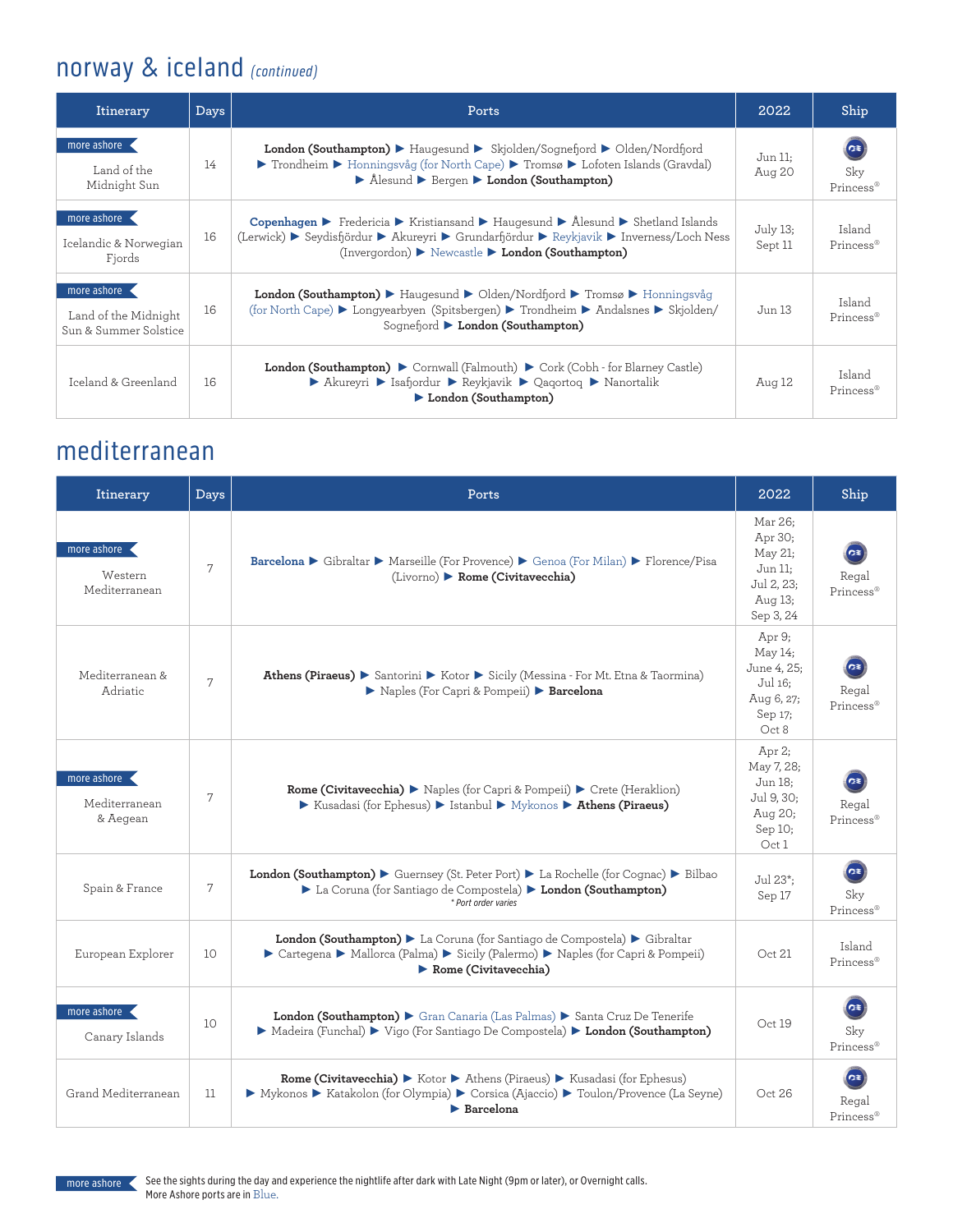## norway & iceland *(continued)*

| Itinerary | Days | Ports | 2022 | Ship |
|---|---|---|---|---|
| more ashore Land of the Midnight Sun | 14 | **London (Southampton)** ▶ Haugesund ▶ Skjolden/Sognefjord ▶ Olden/Nordfjord ▶ Trondheim ▶ Honningsvåg (for North Cape) ▶ Tromsø ▶ Lofoten Islands (Gravdal) ▶ Ålesund ▶ Bergen ▶ **London (Southampton)** | Jun 11; Aug 20 | Sky Princess® |
| more ashore Icelandic & Norwegian Fjords | 16 | **Copenhagen** ▶ Fredericia ▶ Kristiansand ▶ Haugesund ▶ Ålesund ▶ Shetland Islands (Lerwick) ▶ Seydisfjördur ▶ Akureyri ▶ Grundarfjördur ▶ Reykjavik ▶ Inverness/Loch Ness (Invergordon) ▶ Newcastle ▶ **London (Southampton)** | July 13; Sept 11 | Island Princess® |
| more ashore Land of the Midnight Sun & Summer Solstice | 16 | **London (Southampton)** ▶ Haugesund ▶ Olden/Nordfjord ▶ Tromsø ▶ Honningsvåg (for North Cape) ▶ Longyearbyen (Spitsbergen) ▶ Trondheim ▶ Andalsnes ▶ Skjolden/Sognefjord ▶ **London (Southampton)** | Jun 13 | Island Princess® |
| Iceland & Greenland | 16 | **London (Southampton)** ▶ Cornwall (Falmouth) ▶ Cork (Cobh - for Blarney Castle) ▶ Akureyri ▶ Isafjordur ▶ Reykjavik ▶ Qaqortoq ▶ Nanortalik ▶ **London (Southampton)** | Aug 12 | Island Princess® |

## mediterranean

| Itinerary | Days | Ports | 2022 | Ship |
|---|---|---|---|---|
| more ashore Western Mediterranean | 7 | **Barcelona** ▶ Gibraltar ▶ Marseille (For Provence) ▶ Genoa (For Milan) ▶ Florence/Pisa (Livorno) ▶ **Rome (Civitavecchia)** | Mar 26; Apr 30; May 21; Jun 11; Jul 2, 23; Aug 13; Sep 3, 24 | Regal Princess® |
| Mediterranean & Adriatic | 7 | **Athens (Piraeus)** ▶ Santorini ▶ Kotor ▶ Sicily (Messina - For Mt. Etna & Taormina) ▶ Naples (For Capri & Pompeii) ▶ **Barcelona** | Apr 9; May 14; June 4, 25; Jul 16; Aug 6, 27; Sep 17; Oct 8 | Regal Princess® |
| more ashore Mediterranean & Aegean | 7 | **Rome (Civitavecchia)** ▶ Naples (for Capri & Pompeii) ▶ Crete (Heraklion) ▶ Kusadasi (for Ephesus) ▶ Istanbul ▶ Mykonos ▶ **Athens (Piraeus)** | Apr 2; May 7, 28; Jun 18; Jul 9, 30; Aug 20; Sep 10; Oct 1 | Regal Princess® |
| Spain & France | 7 | **London (Southampton)** ▶ Guernsey (St. Peter Port) ▶ La Rochelle (for Cognac) ▶ Bilbao ▶ La Coruna (for Santiago de Compostela) ▶ **London (Southampton)** *\* Port order varies* | Jul 23*; Sep 17 | Sky Princess® |
| European Explorer | 10 | **London (Southampton)** ▶ La Coruna (for Santiago de Compostela) ▶ Gibraltar ▶ Cartegena ▶ Mallorca (Palma) ▶ Sicily (Palermo) ▶ Naples (for Capri & Pompeii) ▶ **Rome (Civitavecchia)** | Oct 21 | Island Princess® |
| more ashore Canary Islands | 10 | **London (Southampton)** ▶ Gran Canaria (Las Palmas) ▶ Santa Cruz De Tenerife ▶ Madeira (Funchal) ▶ Vigo (For Santiago De Compostela) ▶ **London (Southampton)** | Oct 19 | Sky Princess® |
| Grand Mediterranean | 11 | **Rome (Civitavecchia)** ▶ Kotor ▶ Athens (Piraeus) ▶ Kusadasi (for Ephesus) ▶ Mykonos ▶ Katakolon (for Olympia) ▶ Corsica (Ajaccio) ▶ Toulon/Provence (La Seyne) ▶ **Barcelona** | Oct 26 | Regal Princess® |

more ashore See the sights during the day and experience the nightlife after dark with Late Night (9pm or later), or Overnight calls. More Ashore ports are in Blue.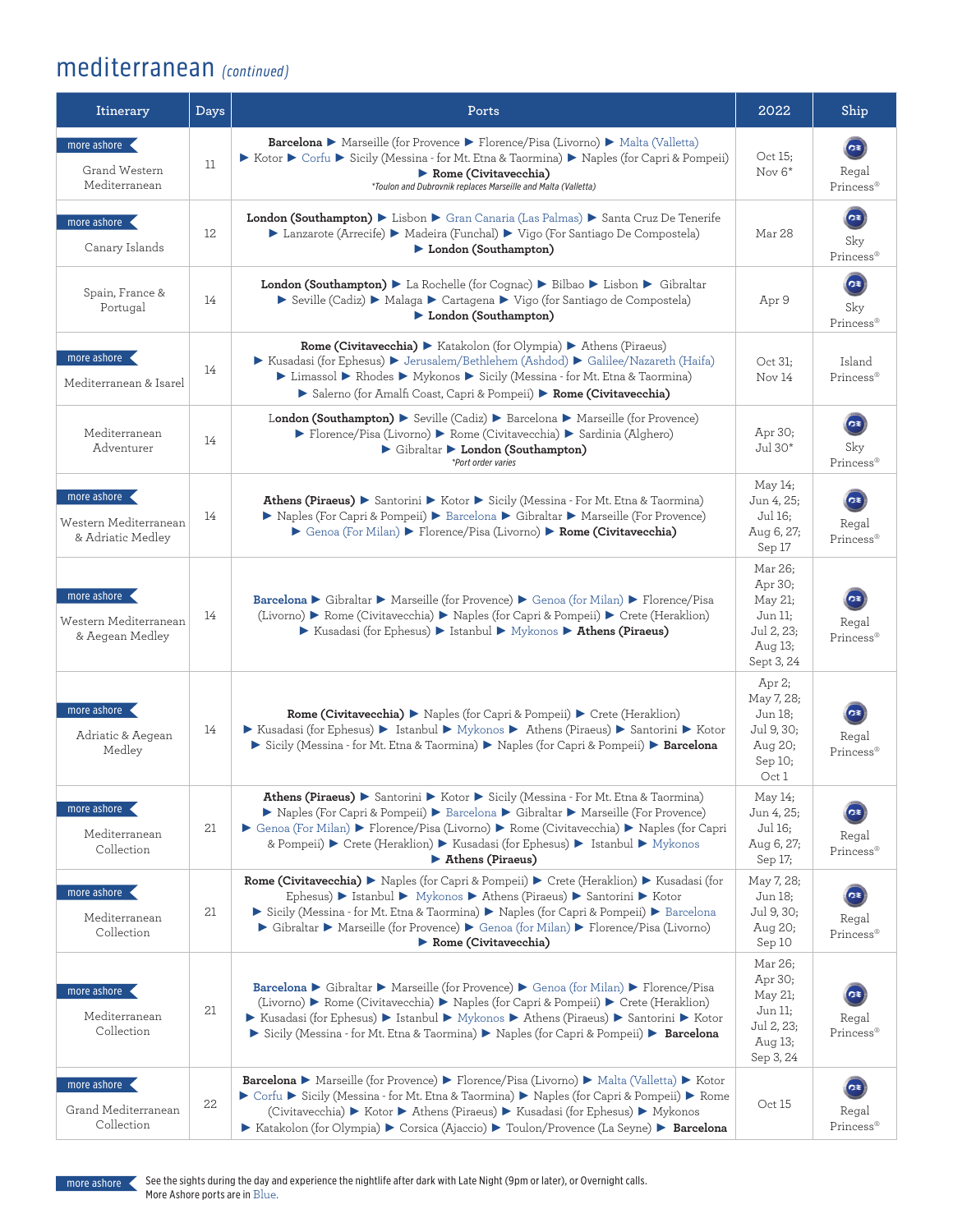# mediterranean *(continued)*

| Itinerary | Days | Ports | 2022 | Ship |
|---|---|---|---|---|
| more ashore Grand Western Mediterranean | 11 | **Barcelona** ▶ Marseille (for Provence ▶ Florence/Pisa (Livorno) ▶ Malta (Valletta) ▶ Kotor ▶ Corfu ▶ Sicily (Messina - for Mt. Etna & Taormina) ▶ Naples (for Capri & Pompeii) ▶ **Rome (Civitavecchia)** *Toulon and Dubrovnik replaces Marseille and Malta (Valletta)* | Oct 15; Nov 6* | Regal Princess® |
| more ashore Canary Islands | 12 | **London (Southampton)** ▶ Lisbon ▶ Gran Canaria (Las Palmas) ▶ Santa Cruz De Tenerife ▶ Lanzarote (Arrecife) ▶ Madeira (Funchal) ▶ Vigo (For Santiago De Compostela) ▶ **London (Southampton)** | Mar 28 | Sky Princess® |
| Spain, France & Portugal | 14 | **London (Southampton)** ▶ La Rochelle (for Cognac) ▶ Bilbao ▶ Lisbon ▶ Gibraltar ▶ Seville (Cadiz) ▶ Malaga ▶ Cartagena ▶ Vigo (for Santiago de Compostela) ▶ **London (Southampton)** | Apr 9 | Sky Princess® |
| more ashore Mediterranean & Isarel | 14 | **Rome (Civitavecchia)** ▶ Katakolon (for Olympia) ▶ Athens (Piraeus) ▶ Kusadasi (for Ephesus) ▶ Jerusalem/Bethlehem (Ashdod) ▶ Galilee/Nazareth (Haifa) ▶ Limassol ▶ Rhodes ▶ Mykonos ▶ Sicily (Messina - for Mt. Etna & Taormina) ▶ Salerno (for Amalfi Coast, Capri & Pompeii) ▶ **Rome (Civitavecchia)** | Oct 31; Nov 14 | Island Princess® |
| Mediterranean Adventurer | 14 | **London (Southampton)** ▶ Seville (Cadiz) ▶ Barcelona ▶ Marseille (for Provence) ▶ Florence/Pisa (Livorno) ▶ Rome (Civitavecchia) ▶ Sardinia (Alghero) ▶ Gibraltar ▶ **London (Southampton)** *Port order varies | Apr 30; Jul 30* | Sky Princess® |
| more ashore Western Mediterranean & Adriatic Medley | 14 | **Athens (Piraeus)** ▶ Santorini ▶ Kotor ▶ Sicily (Messina - For Mt. Etna & Taormina) ▶ Naples (For Capri & Pompeii) ▶ Barcelona ▶ Gibraltar ▶ Marseille (For Provence) ▶ Genoa (For Milan) ▶ Florence/Pisa (Livorno) ▶ **Rome (Civitavecchia)** | May 14; Jun 4, 25; Jul 16; Aug 6, 27; Sep 17 | Regal Princess® |
| more ashore Western Mediterranean & Aegean Medley | 14 | **Barcelona** ▶ Gibraltar ▶ Marseille (for Provence) ▶ Genoa (for Milan) ▶ Florence/Pisa (Livorno) ▶ Rome (Civitavecchia) ▶ Naples (for Capri & Pompeii) ▶ Crete (Heraklion) ▶ Kusadasi (for Ephesus) ▶ Istanbul ▶ Mykonos ▶ **Athens (Piraeus)** | Mar 26; Apr 30; May 21; Jun 11; Jul 2, 23; Aug 13; Sept 3, 24 | Regal Princess® |
| more ashore Adriatic & Aegean Medley | 14 | **Rome (Civitavecchia)** ▶ Naples (for Capri & Pompeii) ▶ Crete (Heraklion) ▶ Kusadasi (for Ephesus) ▶ Istanbul ▶ Mykonos ▶ Athens (Piraeus) ▶ Santorini ▶ Kotor ▶ Sicily (Messina - for Mt. Etna & Taormina) ▶ Naples (for Capri & Pompeii) ▶ **Barcelona** | Apr 2; May 7, 28; Jun 18; Jul 9, 30; Aug 20; Sep 10; Oct 1 | Regal Princess® |
| more ashore Mediterranean Collection | 21 | **Athens (Piraeus)** ▶ Santorini ▶ Kotor ▶ Sicily (Messina - For Mt. Etna & Taormina) ▶ Naples (For Capri & Pompeii) ▶ Barcelona ▶ Gibraltar ▶ Marseille (For Provence) ▶ Genoa (For Milan) ▶ Florence/Pisa (Livorno) ▶ Rome (Civitavecchia) ▶ Naples (for Capri & Pompeii) ▶ Crete (Heraklion) ▶ Kusadasi (for Ephesus) ▶ Istanbul ▶ Mykonos ▶ **Athens (Piraeus)** | May 14; Jun 4, 25; Jul 16; Aug 6, 27; Sep 17; | Regal Princess® |
| more ashore Mediterranean Collection | 21 | **Rome (Civitavecchia)** ▶ Naples (for Capri & Pompeii) ▶ Crete (Heraklion) ▶ Kusadasi (for Ephesus) ▶ Istanbul ▶ Mykonos ▶ Athens (Piraeus) ▶ Santorini ▶ Kotor ▶ Sicily (Messina - for Mt. Etna & Taormina) ▶ Naples (for Capri & Pompeii) ▶ Barcelona ▶ Gibraltar ▶ Marseille (for Provence) ▶ Genoa (for Milan) ▶ Florence/Pisa (Livorno) ▶ **Rome (Civitavecchia)** | May 7, 28; Jun 18; Jul 9, 30; Aug 20; Sep 10 | Regal Princess® |
| more ashore Mediterranean Collection | 21 | **Barcelona** ▶ Gibraltar ▶ Marseille (for Provence) ▶ Genoa (for Milan) ▶ Florence/Pisa (Livorno) ▶ Rome (Civitavecchia) ▶ Naples (for Capri & Pompeii) ▶ Crete (Heraklion) ▶ Kusadasi (for Ephesus) ▶ Istanbul ▶ Mykonos ▶ Athens (Piraeus) ▶ Santorini ▶ Kotor ▶ Sicily (Messina - for Mt. Etna & Taormina) ▶ Naples (for Capri & Pompeii) ▶ **Barcelona** | Mar 26; Apr 30; May 21; Jun 11; Jul 2, 23; Aug 13; Sep 3, 24 | Regal Princess® |
| more ashore Grand Mediterranean Collection | 22 | **Barcelona** ▶ Marseille (for Provence) ▶ Florence/Pisa (Livorno) ▶ Malta (Valletta) ▶ Kotor ▶ Corfu ▶ Sicily (Messina - for Mt. Etna & Taormina) ▶ Naples (for Capri & Pompeii) ▶ Rome (Civitavecchia) ▶ Kotor ▶ Athens (Piraeus) ▶ Kusadasi (for Ephesus) ▶ Mykonos ▶ Katakolon (for Olympia) ▶ Corsica (Ajaccio) ▶ Toulon/Provence (La Seyne) ▶ **Barcelona** | Oct 15 | Regal Princess® |

more ashore — See the sights during the day and experience the nightlife after dark with Late Night (9pm or later), or Overnight calls. More Ashore ports are in Blue.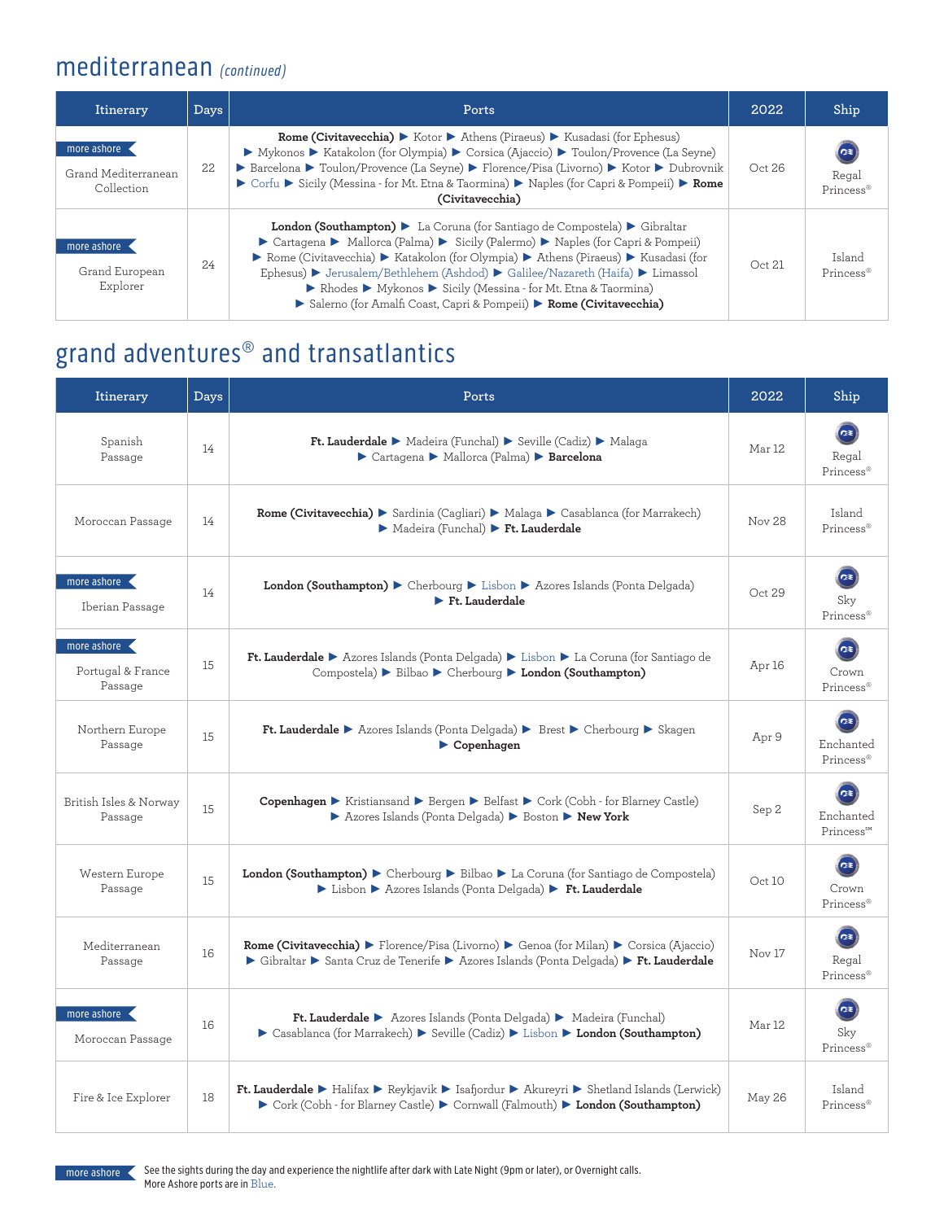## mediterranean *(continued)*

| Itinerary | Days | Ports | 2022 | Ship |
|---|---|---|---|---|
| more ashore Grand Mediterranean Collection | 22 | **Rome (Civitavecchia)** ▶ Kotor ▶ Athens (Piraeus) ▶ Kusadasi (for Ephesus) ▶ Mykonos ▶ Katakolon (for Olympia) ▶ Corsica (Ajaccio) ▶ Toulon/Provence (La Seyne) ▶ Barcelona ▶ Toulon/Provence (La Seyne) ▶ Florence/Pisa (Livorno) ▶ Kotor ▶ Dubrovnik ▶ Corfu ▶ Sicily (Messina - for Mt. Etna & Taormina) ▶ Naples (for Capri & Pompeii) ▶ **Rome (Civitavecchia)** | Oct 26 | Regal Princess® |
| more ashore Grand European Explorer | 24 | **London (Southampton)** ▶ La Coruna (for Santiago de Compostela) ▶ Gibraltar ▶ Cartagena ▶ Mallorca (Palma) ▶ Sicily (Palermo) ▶ Naples (for Capri & Pompeii) ▶ Rome (Civitavecchia) ▶ Katakolon (for Olympia) ▶ Athens (Piraeus) ▶ Kusadasi (for Ephesus) ▶ Jerusalem/Bethlehem (Ashdod) ▶ Galilee/Nazareth (Haifa) ▶ Limassol ▶ Rhodes ▶ Mykonos ▶ Sicily (Messina - for Mt. Etna & Taormina) ▶ Salerno (for Amalfi Coast, Capri & Pompeii) ▶ **Rome (Civitavecchia)** | Oct 21 | Island Princess® |

## grand adventures® and transatlantics

| Itinerary | Days | Ports | 2022 | Ship |
|---|---|---|---|---|
| Spanish Passage | 14 | **Ft. Lauderdale** ▶ Madeira (Funchal) ▶ Seville (Cadiz) ▶ Malaga ▶ Cartagena ▶ Mallorca (Palma) ▶ **Barcelona** | Mar 12 | Regal Princess® |
| Moroccan Passage | 14 | **Rome (Civitavecchia)** ▶ Sardinia (Cagliari) ▶ Malaga ▶ Casablanca (for Marrakech) ▶ Madeira (Funchal) ▶ **Ft. Lauderdale** | Nov 28 | Island Princess® |
| more ashore Iberian Passage | 14 | **London (Southampton)** ▶ Cherbourg ▶ Lisbon ▶ Azores Islands (Ponta Delgada) ▶ **Ft. Lauderdale** | Oct 29 | Sky Princess® |
| more ashore Portugal & France Passage | 15 | **Ft. Lauderdale** ▶ Azores Islands (Ponta Delgada) ▶ Lisbon ▶ La Coruna (for Santiago de Compostela) ▶ Bilbao ▶ Cherbourg ▶ **London (Southampton)** | Apr 16 | Crown Princess® |
| Northern Europe Passage | 15 | **Ft. Lauderdale** ▶ Azores Islands (Ponta Delgada) ▶ Brest ▶ Cherbourg ▶ Skagen ▶ **Copenhagen** | Apr 9 | Enchanted Princess® |
| British Isles & Norway Passage | 15 | **Copenhagen** ▶ Kristiansand ▶ Bergen ▶ Belfast ▶ Cork (Cobh - for Blarney Castle) ▶ Azores Islands (Ponta Delgada) ▶ Boston ▶ **New York** | Sep 2 | Enchanted Princess℠ |
| Western Europe Passage | 15 | **London (Southampton)** ▶ Cherbourg ▶ Bilbao ▶ La Coruna (for Santiago de Compostela) ▶ Lisbon ▶ Azores Islands (Ponta Delgada) ▶ **Ft. Lauderdale** | Oct 10 | Crown Princess® |
| Mediterranean Passage | 16 | **Rome (Civitavecchia)** ▶ Florence/Pisa (Livorno) ▶ Genoa (for Milan) ▶ Corsica (Ajaccio) ▶ Gibraltar ▶ Santa Cruz de Tenerife ▶ Azores Islands (Ponta Delgada) ▶ **Ft. Lauderdale** | Nov 17 | Regal Princess® |
| more ashore Moroccan Passage | 16 | **Ft. Lauderdale** ▶ Azores Islands (Ponta Delgada) ▶ Madeira (Funchal) ▶ Casablanca (for Marrakech) ▶ Seville (Cadiz) ▶ Lisbon ▶ **London (Southampton)** | Mar 12 | Sky Princess® |
| Fire & Ice Explorer | 18 | **Ft. Lauderdale** ▶ Halifax ▶ Reykjavik ▶ Isafjordur ▶ Akureyri ▶ Shetland Islands (Lerwick) ▶ Cork (Cobh - for Blarney Castle) ▶ Cornwall (Falmouth) ▶ **London (Southampton)** | May 26 | Island Princess® |

more ashore See the sights during the day and experience the nightlife after dark with Late Night (9pm or later), or Overnight calls. More Ashore ports are in Blue.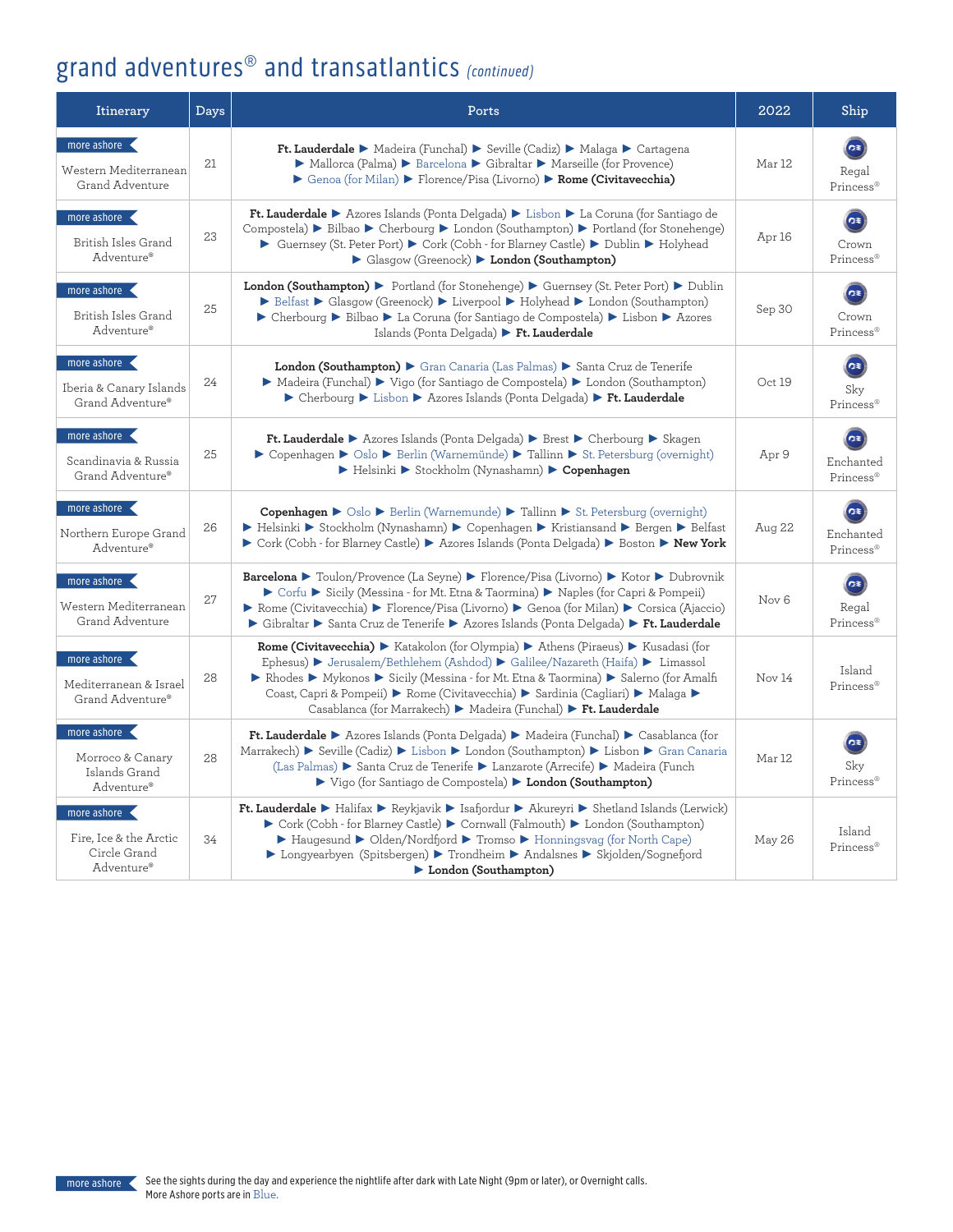# grand adventures® and transatlantics *(continued)*

| Itinerary | Days | Ports | 2022 | Ship |
|---|---|---|---|---|
| more ashore Western Mediterranean Grand Adventure | 21 | **Ft. Lauderdale** ▶ Madeira (Funchal) ▶ Seville (Cadiz) ▶ Malaga ▶ Cartagena ▶ Mallorca (Palma) ▶ Barcelona ▶ Gibraltar ▶ Marseille (for Provence) ▶ Genoa (for Milan) ▶ Florence/Pisa (Livorno) ▶ **Rome (Civitavecchia)** | Mar 12 | Regal Princess® |
| more ashore British Isles Grand Adventure® | 23 | **Ft. Lauderdale** ▶ Azores Islands (Ponta Delgada) ▶ Lisbon ▶ La Coruna (for Santiago de Compostela) ▶ Bilbao ▶ Cherbourg ▶ London (Southampton) ▶ Portland (for Stonehenge) ▶ Guernsey (St. Peter Port) ▶ Cork (Cobh - for Blarney Castle) ▶ Dublin ▶ Holyhead ▶ Glasgow (Greenock) ▶ **London (Southampton)** | Apr 16 | Crown Princess® |
| more ashore British Isles Grand Adventure® | 25 | **London (Southampton)** ▶ Portland (for Stonehenge) ▶ Guernsey (St. Peter Port) ▶ Dublin ▶ Belfast ▶ Glasgow (Greenock) ▶ Liverpool ▶ Holyhead ▶ London (Southampton) ▶ Cherbourg ▶ Bilbao ▶ La Coruna (for Santiago de Compostela) ▶ Lisbon ▶ Azores Islands (Ponta Delgada) ▶ **Ft. Lauderdale** | Sep 30 | Crown Princess® |
| more ashore Iberia & Canary Islands Grand Adventure® | 24 | **London (Southampton)** ▶ Gran Canaria (Las Palmas) ▶ Santa Cruz de Tenerife ▶ Madeira (Funchal) ▶ Vigo (for Santiago de Compostela) ▶ London (Southampton) ▶ Cherbourg ▶ Lisbon ▶ Azores Islands (Ponta Delgada) ▶ **Ft. Lauderdale** | Oct 19 | Sky Princess® |
| more ashore Scandinavia & Russia Grand Adventure® | 25 | **Ft. Lauderdale** ▶ Azores Islands (Ponta Delgada) ▶ Brest ▶ Cherbourg ▶ Skagen ▶ Copenhagen ▶ Oslo ▶ Berlin (Warnemünde) ▶ Tallinn ▶ St. Petersburg (overnight) ▶ Helsinki ▶ Stockholm (Nynashamn) ▶ **Copenhagen** | Apr 9 | Enchanted Princess® |
| more ashore Northern Europe Grand Adventure® | 26 | **Copenhagen** ▶ Oslo ▶ Berlin (Warnemunde) ▶ Tallinn ▶ St. Petersburg (overnight) ▶ Helsinki ▶ Stockholm (Nynashamn) ▶ Copenhagen ▶ Kristiansand ▶ Bergen ▶ Belfast ▶ Cork (Cobh - for Blarney Castle) ▶ Azores Islands (Ponta Delgada) ▶ Boston ▶ **New York** | Aug 22 | Enchanted Princess® |
| more ashore Western Mediterranean Grand Adventure | 27 | **Barcelona** ▶ Toulon/Provence (La Seyne) ▶ Florence/Pisa (Livorno) ▶ Kotor ▶ Dubrovnik ▶ Corfu ▶ Sicily (Messina - for Mt. Etna & Taormina) ▶ Naples (for Capri & Pompeii) ▶ Rome (Civitavecchia) ▶ Florence/Pisa (Livorno) ▶ Genoa (for Milan) ▶ Corsica (Ajaccio) ▶ Gibraltar ▶ Santa Cruz de Tenerife ▶ Azores Islands (Ponta Delgada) ▶ **Ft. Lauderdale** | Nov 6 | Regal Princess® |
| more ashore Mediterranean & Israel Grand Adventure® | 28 | **Rome (Civitavecchia)** ▶ Katakolon (for Olympia) ▶ Athens (Piraeus) ▶ Kusadasi (for Ephesus) ▶ Jerusalem/Bethlehem (Ashdod) ▶ Galilee/Nazareth (Haifa) ▶ Limassol ▶ Rhodes ▶ Mykonos ▶ Sicily (Messina - for Mt. Etna & Taormina) ▶ Salerno (for Amalfi Coast, Capri & Pompeii) ▶ Rome (Civitavecchia) ▶ Sardinia (Cagliari) ▶ Malaga ▶ Casablanca (for Marrakech) ▶ Madeira (Funchal) ▶ **Ft. Lauderdale** | Nov 14 | Island Princess® |
| more ashore Morroco & Canary Islands Grand Adventure® | 28 | **Ft. Lauderdale** ▶ Azores Islands (Ponta Delgada) ▶ Madeira (Funchal) ▶ Casablanca (for Marrakech) ▶ Seville (Cadiz) ▶ Lisbon ▶ London (Southampton) ▶ Lisbon ▶ Gran Canaria (Las Palmas) ▶ Santa Cruz de Tenerife ▶ Lanzarote (Arrecife) ▶ Madeira (Funch ▶ Vigo (for Santiago de Compostela) ▶ **London (Southampton)** | Mar 12 | Sky Princess® |
| more ashore Fire, Ice & the Arctic Circle Grand Adventure® | 34 | **Ft. Lauderdale** ▶ Halifax ▶ Reykjavik ▶ Isafjordur ▶ Akureyri ▶ Shetland Islands (Lerwick) ▶ Cork (Cobh - for Blarney Castle) ▶ Cornwall (Falmouth) ▶ London (Southampton) ▶ Haugesund ▶ Olden/Nordfjord ▶ Tromso ▶ Honningsvag (for North Cape) ▶ Longyearbyen (Spitsbergen) ▶ Trondheim ▶ Andalsnes ▶ Skjolden/Sognefjord ▶ **London (Southampton)** | May 26 | Island Princess® |

more ashore See the sights during the day and experience the nightlife after dark with Late Night (9pm or later), or Overnight calls. More Ashore ports are in Blue.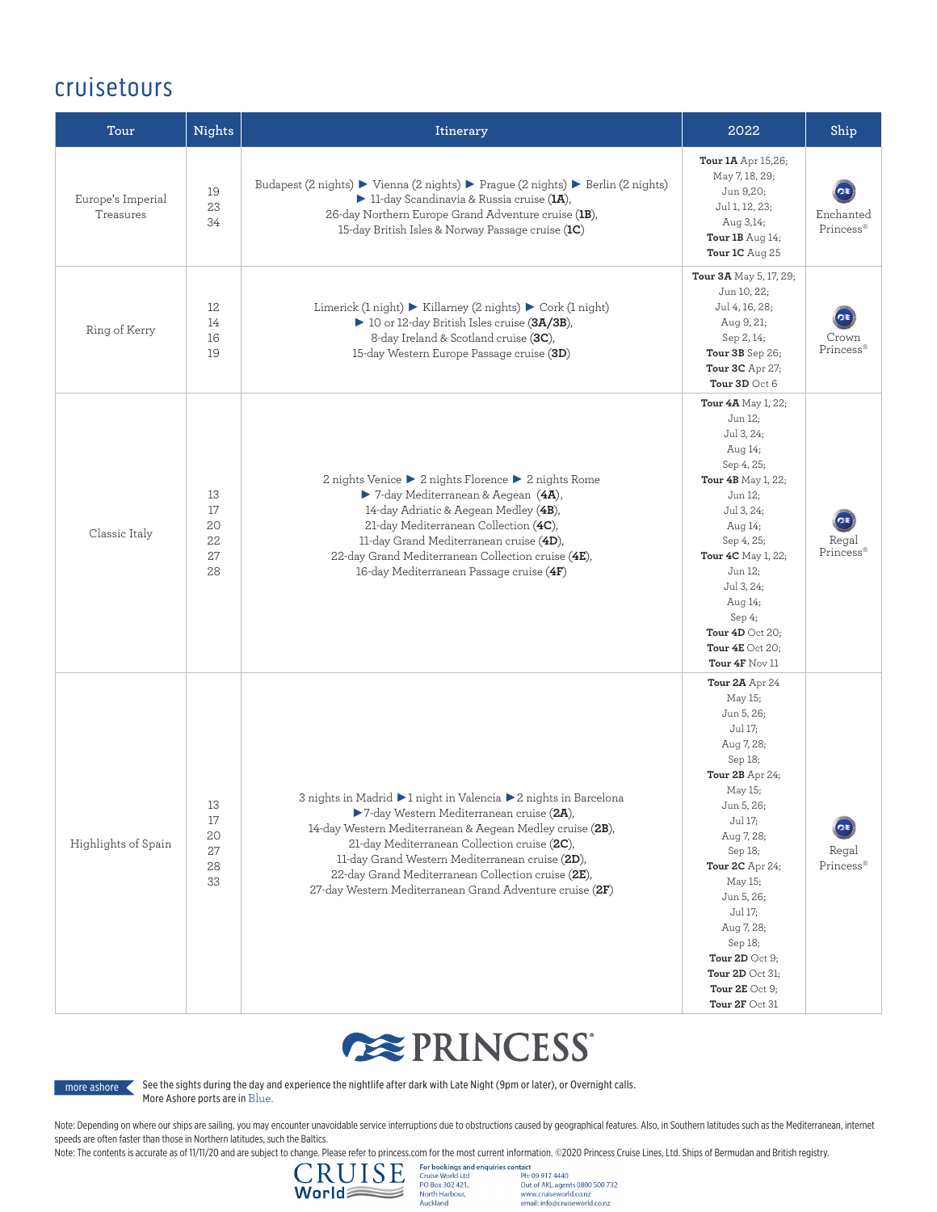# cruisetours

| Tour | Nights | Itinerary | 2022 | Ship |
|---|---|---|---|---|
| Europe's Imperial Treasures | 19<br>23<br>34 | Budapest (2 nights) ▶ Vienna (2 nights) ▶ Prague (2 nights) ▶ Berlin (2 nights) ▶ 11-day Scandinavia & Russia cruise (**1A**), 26-day Northern Europe Grand Adventure cruise (**1B**), 15-day British Isles & Norway Passage cruise (**1C**) | **Tour 1A** Apr 15,26; May 7, 18, 29; Jun 9,20; Jul 1, 12, 23; Aug 3,14; **Tour 1B** Aug 14; **Tour 1C** Aug 25 | Enchanted Princess® |
| Ring of Kerry | 12<br>14<br>16<br>19 | Limerick (1 night) ▶ Killarney (2 nights) ▶ Cork (1 night) ▶ 10 or 12-day British Isles cruise (**3A/3B**), 8-day Ireland & Scotland cruise (**3C**), 15-day Western Europe Passage cruise (**3D**) | **Tour 3A** May 5, 17, 29; Jun 10, 22; Jul 4, 16, 28; Aug 9, 21; Sep 2, 14; **Tour 3B** Sep 26; **Tour 3C** Apr 27; **Tour 3D** Oct 6 | Crown Princess® |
| Classic Italy | 13<br>17<br>20<br>22<br>27<br>28 | 2 nights Venice ▶ 2 nights Florence ▶ 2 nights Rome ▶ 7-day Mediterranean & Aegean (**4A**), 14-day Adriatic & Aegean Medley (**4B**), 21-day Mediterranean Collection (**4C**), 11-day Grand Mediterranean cruise (**4D**), 22-day Grand Mediterranean Collection cruise (**4E**), 16-day Mediterranean Passage cruise (**4F**) | **Tour 4A** May 1, 22; Jun 12; Jul 3, 24; Aug 14; Sep 4, 25; **Tour 4B** May 1, 22; Jun 12; Jul 3, 24; Aug 14; Sep 4, 25; **Tour 4C** May 1, 22; Jun 12; Jul 3, 24; Aug 14; Sep 4; **Tour 4D** Oct 20; **Tour 4E** Oct 20; **Tour 4F** Nov 11 | Regal Princess® |
| Highlights of Spain | 13<br>17<br>20<br>27<br>28<br>33 | 3 nights in Madrid ▶ 1 night in Valencia ▶ 2 nights in Barcelona ▶ 7-day Western Mediterranean cruise (**2A**), 14-day Western Mediterranean & Aegean Medley cruise (**2B**), 21-day Mediterranean Collection cruise (**2C**), 11-day Grand Western Mediterranean cruise (**2D**), 22-day Grand Mediterranean Collection cruise (**2E**), 27-day Western Mediterranean Grand Adventure cruise (**2F**) | **Tour 2A** Apr 24; May 15; Jun 5, 26; Jul 17; Aug 7, 28; Sep 18; **Tour 2B** Apr 24; May 15; Jun 5, 26; Jul 17; Aug 7, 28; Sep 18; **Tour 2C** Apr 24; May 15; Jun 5, 26; Jul 17; Aug 7, 28; Sep 18; **Tour 2D** Oct 9; **Tour 2D** Oct 31; **Tour 2E** Oct 9; **Tour 2F** Oct 31 | Regal Princess® |

PRINCESS®

more ashore See the sights during the day and experience the nightlife after dark with Late Night (9pm or later), or Overnight calls. More Ashore ports are in Blue.

Note: Depending on where our ships are sailing, you may encounter unavoidable service interruptions due to obstructions caused by geographical features. Also, in Southern latitudes such as the Mediterranean, internet speeds are often faster than those in Northern latitudes, such the Baltics.
Note: The contents is accurate as of 11/11/20 and are subject to change. Please refer to princess.com for the most current information. ©2020 Princess Cruise Lines, Ltd. Ships of Bermudan and British registry.

CRUISE World

For bookings and enquiries contact
Cruise World Ltd
PO Box 302 421,
North Harbour,
Auckland

Ph: 09 917 4440
Out of AKL agents 0800 500 732
www.cruiseworld.co.nz
email: info@cruiseworld.co.nz